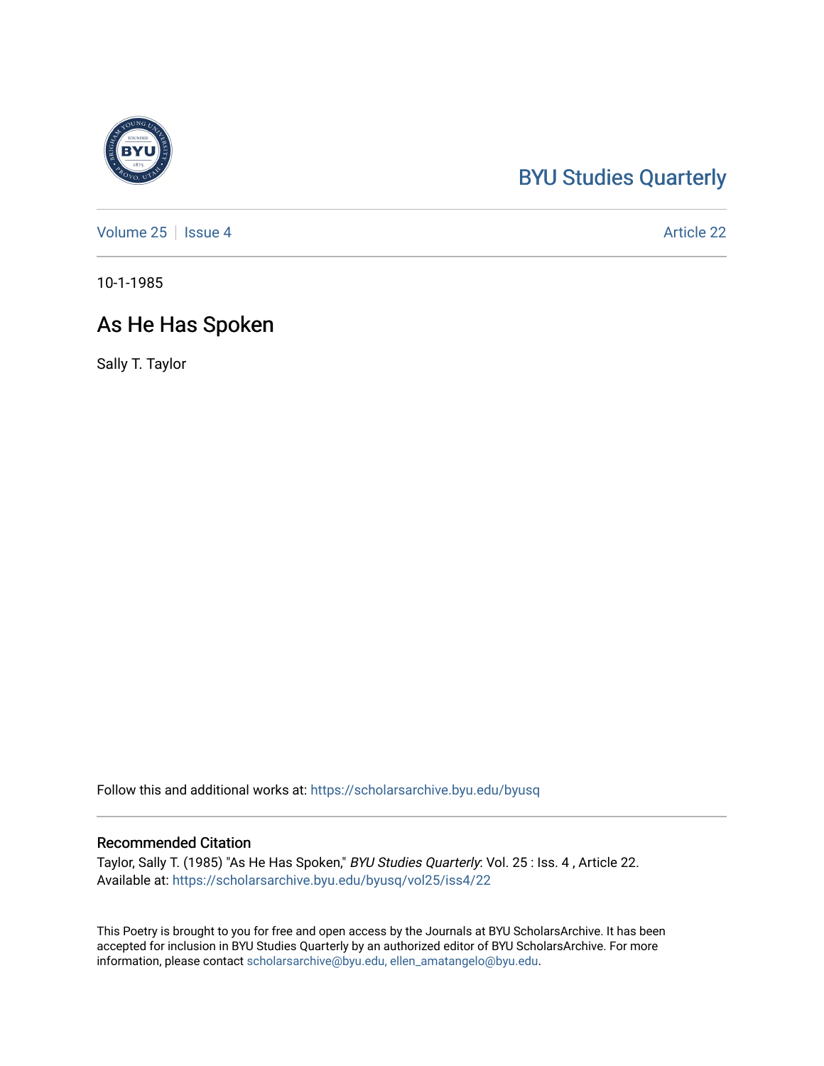BYU Studies Quarterly

Volume 25 | Issue 4 | Article 22

10-1-1985

# As He Has Spoken

Sally T. Taylor

Follow this and additional works at: https://scholarsarchive.byu.edu/byusq

## Recommended Citation

Taylor, Sally T. (1985) "As He Has Spoken," *BYU Studies Quarterly*: Vol. 25 : Iss. 4 , Article 22.
Available at: https://scholarsarchive.byu.edu/byusq/vol25/iss4/22

This Poetry is brought to you for free and open access by the Journals at BYU ScholarsArchive. It has been accepted for inclusion in BYU Studies Quarterly by an authorized editor of BYU ScholarsArchive. For more information, please contact scholarsarchive@byu.edu, ellen_amatangelo@byu.edu.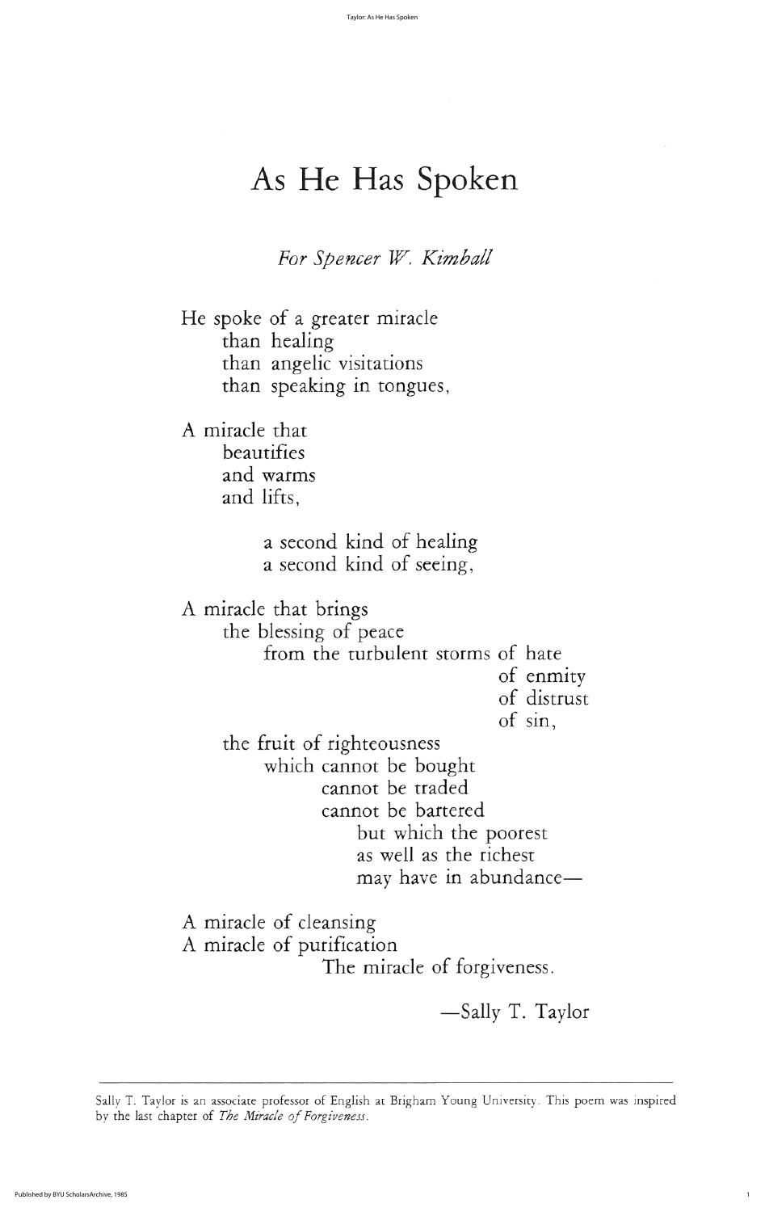# As He Has Spoken

*For Spencer W. Kimball*

He spoke of a greater miracle  
    than healing  
    than angelic visitations  
    than speaking in tongues,

A miracle that  
    beautifies  
    and warms  
    and lifts,

        a second kind of healing  
        a second kind of seeing,

A miracle that brings  
    the blessing of peace  
        from the turbulent storms of hate  
                                        of enmity  
                                        of distrust  
                                        of sin,

    the fruit of righteousness  
        which cannot be bought  
            cannot be traded  
            cannot be bartered  
                but which the poorest  
                as well as the richest  
                may have in abundance—

A miracle of cleansing  
A miracle of purification  
            The miracle of forgiveness.

—Sally T. Taylor

---

Sally T. Taylor is an associate professor of English at Brigham Young University. This poem was inspired by the last chapter of *The Miracle of Forgiveness*.